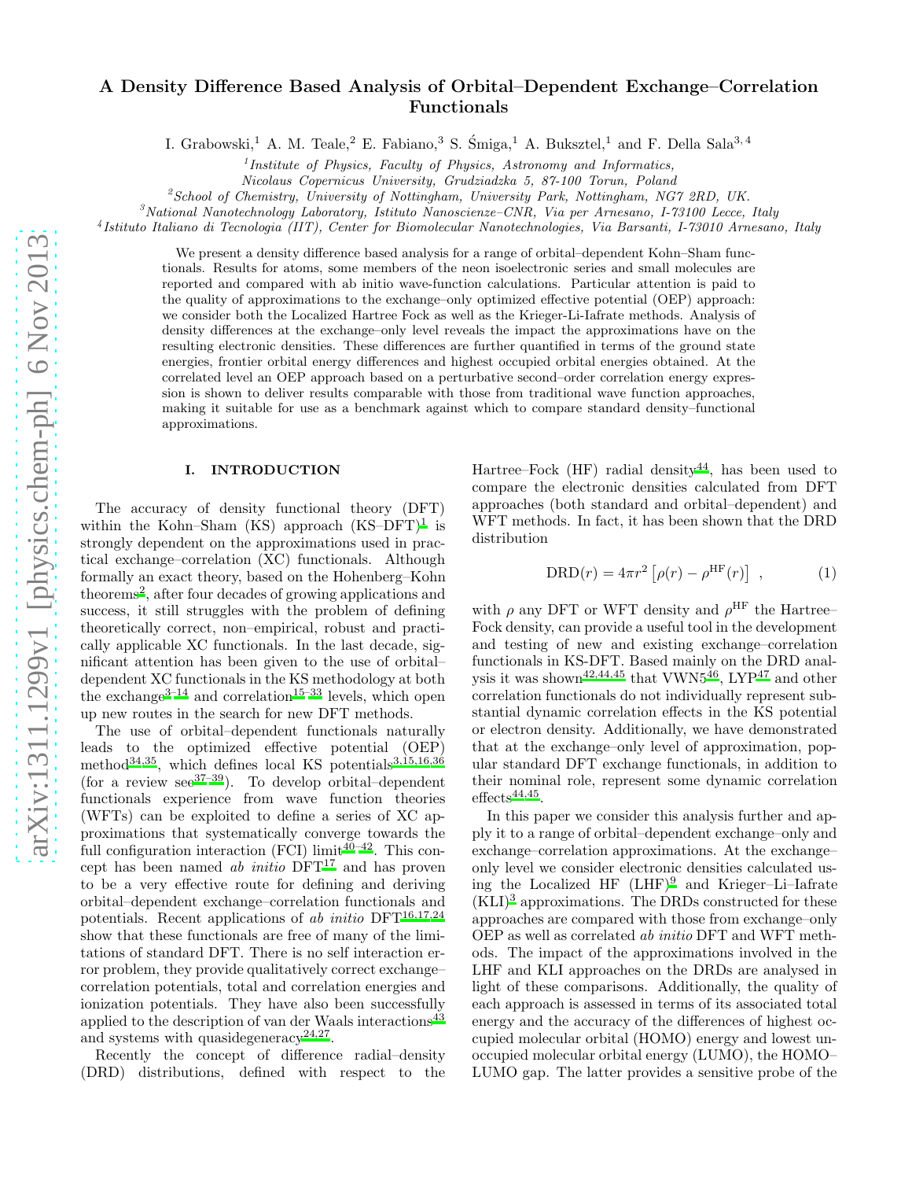# A Density Difference Based Analysis of Orbital–Dependent Exchange–Correlation Functionals

I. Grabowski,[1] A. M. Teale,[2] E. Fabiano,[3] S. Śmiga,[1] A. Buksztel,[1] and F. Della Sala[3,4]

[1] *Institute of Physics, Faculty of Physics, Astronomy and Informatics, Nicolaus Copernicus University, Grudziadzka 5, 87-100 Torun, Poland*

[2] *School of Chemistry, University of Nottingham, University Park, Nottingham, NG7 2RD, UK.*

[3] *National Nanotechnology Laboratory, Istituto Nanoscienze–CNR, Via per Arnesano, I-73100 Lecce, Italy*

[4] *Istituto Italiano di Tecnologia (IIT), Center for Biomolecular Nanotechnologies, Via Barsanti, I-73010 Arnesano, Italy*

We present a density difference based analysis for a range of orbital–dependent Kohn–Sham functionals. Results for atoms, some members of the neon isoelectronic series and small molecules are reported and compared with ab initio wave-function calculations. Particular attention is paid to the quality of approximations to the exchange–only optimized effective potential (OEP) approach: we consider both the Localized Hartree Fock as well as the Krieger-Li-Iafrate methods. Analysis of density differences at the exchange–only level reveals the impact the approximations have on the resulting electronic densities. These differences are further quantified in terms of the ground state energies, frontier orbital energy differences and highest occupied orbital energies obtained. At the correlated level an OEP approach based on a perturbative second–order correlation energy expression is shown to deliver results comparable with those from traditional wave function approaches, making it suitable for use as a benchmark against which to compare standard density–functional approximations.

## I. INTRODUCTION

The accuracy of density functional theory (DFT) within the Kohn–Sham (KS) approach (KS–DFT)[1] is strongly dependent on the approximations used in practical exchange–correlation (XC) functionals. Although formally an exact theory, based on the Hohenberg–Kohn theorems[2], after four decades of growing applications and success, it still struggles with the problem of defining theoretically correct, non–empirical, robust and practically applicable XC functionals. In the last decade, significant attention has been given to the use of orbital–dependent XC functionals in the KS methodology at both the exchange[3–14] and correlation[15–33] levels, which open up new routes in the search for new DFT methods.

The use of orbital–dependent functionals naturally leads to the optimized effective potential (OEP) method[34,35], which defines local KS potentials[3,15,16,36] (for a review see[37–39]). To develop orbital–dependent functionals experience from wave function theories (WFTs) can be exploited to define a series of XC approximations that systematically converge towards the full configuration interaction (FCI) limit[40–42]. This concept has been named *ab initio* DFT[17] and has proven to be a very effective route for defining and deriving orbital–dependent exchange–correlation functionals and potentials. Recent applications of *ab initio* DFT[16,17,24] show that these functionals are free of many of the limitations of standard DFT. There is no self interaction error problem, they provide qualitatively correct exchange–correlation potentials, total and correlation energies and ionization potentials. They have also been successfully applied to the description of van der Waals interactions[43] and systems with quasidegeneracy[24,27].

Recently the concept of difference radial–density (DRD) distributions, defined with respect to the Hartree–Fock (HF) radial density[44], has been used to compare the electronic densities calculated from DFT approaches (both standard and orbital–dependent) and WFT methods. In fact, it has been shown that the DRD distribution

$$\mathrm{DRD}(r) = 4\pi r^2 \left[\rho(r) - \rho^{\mathrm{HF}}(r)\right] \ , \qquad (1)$$

with $\rho$ any DFT or WFT density and $\rho^{\mathrm{HF}}$ the Hartree–Fock density, can provide a useful tool in the development and testing of new and existing exchange–correlation functionals in KS-DFT. Based mainly on the DRD analysis it was shown[42,44,45] that VWN5[46], LYP[47] and other correlation functionals do not individually represent substantial dynamic correlation effects in the KS potential or electron density. Additionally, we have demonstrated that at the exchange–only level of approximation, popular standard DFT exchange functionals, in addition to their nominal role, represent some dynamic correlation effects[44,45].

In this paper we consider this analysis further and apply it to a range of orbital–dependent exchange–only and exchange–correlation approximations. At the exchange–only level we consider electronic densities calculated using the Localized HF (LHF)[9] and Krieger–Li–Iafrate (KLI)[3] approximations. The DRDs constructed for these approaches are compared with those from exchange–only OEP as well as correlated *ab initio* DFT and WFT methods. The impact of the approximations involved in the LHF and KLI approaches on the DRDs are analysed in light of these comparisons. Additionally, the quality of each approach is assessed in terms of its associated total energy and the accuracy of the differences of highest occupied molecular orbital (HOMO) energy and lowest unoccupied molecular orbital energy (LUMO), the HOMO–LUMO gap. The latter provides a sensitive probe of the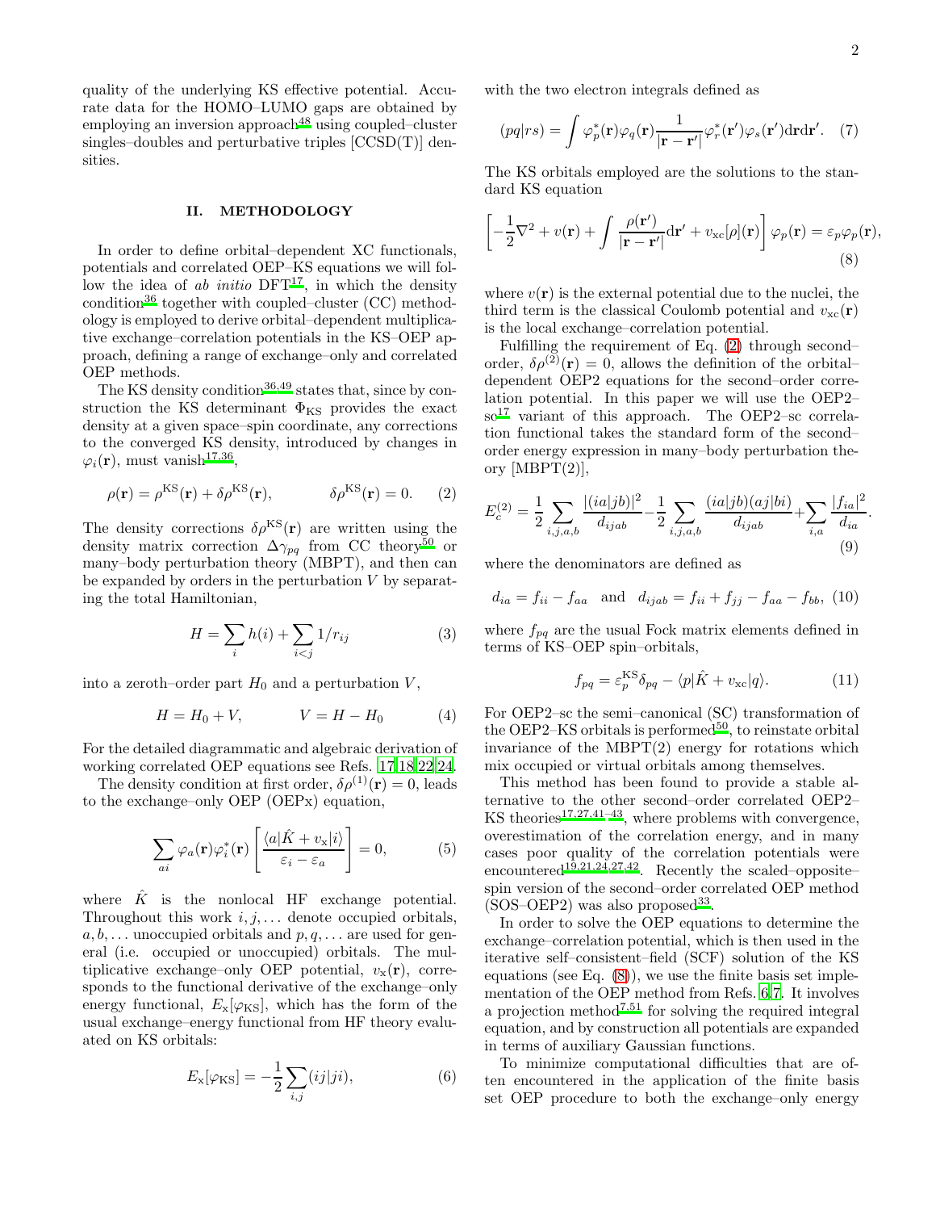quality of the underlying KS effective potential. Accurate data for the HOMO–LUMO gaps are obtained by employing an inversion approach[48] using coupled–cluster singles–doubles and perturbative triples [CCSD(T)] densities.

## II. METHODOLOGY

In order to define orbital–dependent XC functionals, potentials and correlated OEP–KS equations we will follow the idea of *ab initio* DFT[17], in which the density condition[36] together with coupled–cluster (CC) methodology is employed to derive orbital–dependent multiplicative exchange–correlation potentials in the KS–OEP approach, defining a range of exchange–only and correlated OEP methods.

The KS density condition[36,49] states that, since by construction the KS determinant $\Phi_{\rm KS}$ provides the exact density at a given space–spin coordinate, any corrections to the converged KS density, introduced by changes in $\varphi_i(\mathbf{r})$, must vanish[17,36],

$$\rho(\mathbf{r}) = \rho^{\rm KS}(\mathbf{r}) + \delta\rho^{\rm KS}(\mathbf{r}), \qquad \delta\rho^{\rm KS}(\mathbf{r}) = 0. \quad (2)$$

The density corrections $\delta\rho^{\rm KS}(\mathbf{r})$ are written using the density matrix correction $\Delta\gamma_{pq}$ from CC theory[50] or many–body perturbation theory (MBPT), and then can be expanded by orders in the perturbation $V$ by separating the total Hamiltonian,

$$H = \sum_i h(i) + \sum_{i<j} 1/r_{ij} \quad (3)$$

into a zeroth–order part $H_0$ and a perturbation $V$,

$$H = H_0 + V, \qquad V = H - H_0 \quad (4)$$

For the detailed diagrammatic and algebraic derivation of working correlated OEP equations see Refs. [17,18,22,24].

The density condition at first order, $\delta\rho^{(1)}(\mathbf{r}) = 0$, leads to the exchange–only OEP (OEPx) equation,

$$\sum_{ai} \varphi_a(\mathbf{r})\varphi_i^*(\mathbf{r}) \left[ \frac{\langle a|\hat{K} + v_{\rm x}|i\rangle}{\varepsilon_i - \varepsilon_a} \right] = 0, \quad (5)$$

where $\hat{K}$ is the nonlocal HF exchange potential. Throughout this work $i, j, \ldots$ denote occupied orbitals, $a, b, \ldots$ unoccupied orbitals and $p, q, \ldots$ are used for general (i.e. occupied or unoccupied) orbitals. The multiplicative exchange–only OEP potential, $v_{\rm x}(\mathbf{r})$, corresponds to the functional derivative of the exchange–only energy functional, $E_{\rm x}[\varphi_{\rm KS}]$, which has the form of the usual exchange–energy functional from HF theory evaluated on KS orbitals:

$$E_{\rm x}[\varphi_{\rm KS}] = -\frac{1}{2}\sum_{i,j}(ij|ji), \quad (6)$$

with the two electron integrals defined as

$$(pq|rs) = \int \varphi_p^*(\mathbf{r})\varphi_q(\mathbf{r})\frac{1}{|\mathbf{r}-\mathbf{r}'|}\varphi_r^*(\mathbf{r}')\varphi_s(\mathbf{r}')\mathrm{d}\mathbf{r}\mathrm{d}\mathbf{r}'. \quad (7)$$

The KS orbitals employed are the solutions to the standard KS equation

$$\left[-\frac{1}{2}\nabla^2 + v(\mathbf{r}) + \int \frac{\rho(\mathbf{r}')}{|\mathbf{r}-\mathbf{r}'|}\mathrm{d}\mathbf{r}' + v_{\rm xc}[\rho](\mathbf{r})\right]\varphi_p(\mathbf{r}) = \varepsilon_p\varphi_p(\mathbf{r}), \quad (8)$$

where $v(\mathbf{r})$ is the external potential due to the nuclei, the third term is the classical Coulomb potential and $v_{\rm xc}(\mathbf{r})$ is the local exchange–correlation potential.

Fulfilling the requirement of Eq. (2) through second–order, $\delta\rho^{(2)}(\mathbf{r}) = 0$, allows the definition of the orbital–dependent OEP2 equations for the second–order correlation potential. In this paper we will use the OEP2–sc[17] variant of this approach. The OEP2–sc correlation functional takes the standard form of the second–order energy expression in many–body perturbation theory [MBPT(2)],

$$E_c^{(2)} = \frac{1}{2}\sum_{i,j,a,b}\frac{|(ia|jb)|^2}{d_{ijab}} - \frac{1}{2}\sum_{i,j,a,b}\frac{(ia|jb)(aj|bi)}{d_{ijab}} + \sum_{i,a}\frac{|f_{ia}|^2}{d_{ia}}. \quad (9)$$

where the denominators are defined as

$$d_{ia} = f_{ii} - f_{aa} \quad \text{and} \quad d_{ijab} = f_{ii} + f_{jj} - f_{aa} - f_{bb}, \quad (10)$$

where $f_{pq}$ are the usual Fock matrix elements defined in terms of KS–OEP spin–orbitals,

$$f_{pq} = \varepsilon_p^{\rm KS}\delta_{pq} - \langle p|\hat{K} + v_{\rm xc}|q\rangle. \quad (11)$$

For OEP2–sc the semi–canonical (SC) transformation of the OEP2–KS orbitals is performed[50], to reinstate orbital invariance of the MBPT(2) energy for rotations which mix occupied or virtual orbitals among themselves.

This method has been found to provide a stable alternative to the other second–order correlated OEP2–KS theories[17,27,41–43], where problems with convergence, overestimation of the correlation energy, and in many cases poor quality of the correlation potentials were encountered[19,21,24,27,42]. Recently the scaled–opposite–spin version of the second–order correlated OEP method (SOS–OEP2) was also proposed[33].

In order to solve the OEP equations to determine the exchange–correlation potential, which is then used in the iterative self–consistent–field (SCF) solution of the KS equations (see Eq. (8)), we use the finite basis set implementation of the OEP method from Refs. [6,7]. It involves a projection method[7,51] for solving the required integral equation, and by construction all potentials are expanded in terms of auxiliary Gaussian functions.

To minimize computational difficulties that are often encountered in the application of the finite basis set OEP procedure to both the exchange–only energy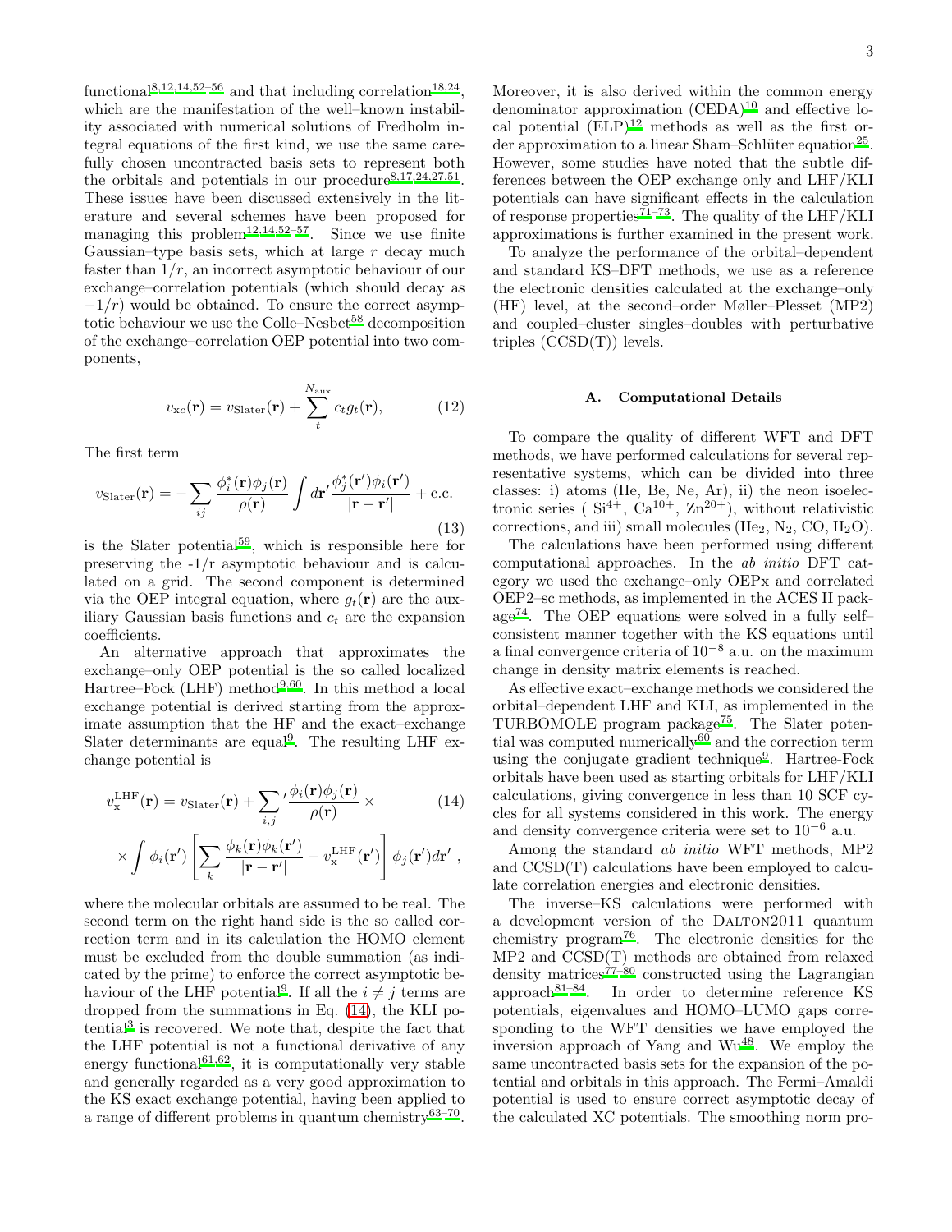functional[8,12,14,52–56] and that including correlation[18,24], which are the manifestation of the well–known instability associated with numerical solutions of Fredholm integral equations of the first kind, we use the same carefully chosen uncontracted basis sets to represent both the orbitals and potentials in our procedure[8,17,24,27,51]. These issues have been discussed extensively in the literature and several schemes have been proposed for managing this problem[12,14,52–57]. Since we use finite Gaussian–type basis sets, which at large $r$ decay much faster than $1/r$, an incorrect asymptotic behaviour of our exchange–correlation potentials (which should decay as $-1/r$) would be obtained. To ensure the correct asymptotic behaviour we use the Colle–Nesbet[58] decomposition of the exchange–correlation OEP potential into two components,

$$v_{\rm xc}(\mathbf{r}) = v_{\rm Slater}(\mathbf{r}) + \sum_t^{N_{\rm aux}} c_t g_t(\mathbf{r}), \tag{12}$$

The first term

$$v_{\rm Slater}(\mathbf{r}) = -\sum_{ij} \frac{\phi_i^*(\mathbf{r})\phi_j(\mathbf{r})}{\rho(\mathbf{r})} \int d\mathbf{r}' \frac{\phi_j^*(\mathbf{r}')\phi_i(\mathbf{r}')}{|\mathbf{r}-\mathbf{r}'|} + \text{c.c.} \tag{13}$$

is the Slater potential[59], which is responsible here for preserving the -1/r asymptotic behaviour and is calculated on a grid. The second component is determined via the OEP integral equation, where $g_t(\mathbf{r})$ are the auxiliary Gaussian basis functions and $c_t$ are the expansion coefficients.

An alternative approach that approximates the exchange–only OEP potential is the so called localized Hartree–Fock (LHF) method[9,60]. In this method a local exchange potential is derived starting from the approximate assumption that the HF and the exact–exchange Slater determinants are equal[9]. The resulting LHF exchange potential is

$$v_{\rm x}^{\rm LHF}(\mathbf{r}) = v_{\rm Slater}(\mathbf{r}) + {\sum_{i,j}}' \frac{\phi_i(\mathbf{r})\phi_j(\mathbf{r})}{\rho(\mathbf{r})} \times \tag{14}$$
$$\times \int \phi_i(\mathbf{r}') \left[ \sum_k \frac{\phi_k(\mathbf{r})\phi_k(\mathbf{r}')}{|\mathbf{r}-\mathbf{r}'|} - v_{\rm x}^{\rm LHF}(\mathbf{r}') \right] \phi_j(\mathbf{r}') d\mathbf{r}' \ ,$$

where the molecular orbitals are assumed to be real. The second term on the right hand side is the so called correction term and in its calculation the HOMO element must be excluded from the double summation (as indicated by the prime) to enforce the correct asymptotic behaviour of the LHF potential[9]. If all the $i \neq j$ terms are dropped from the summations in Eq. (14), the KLI potential[3] is recovered. We note that, despite the fact that the LHF potential is not a functional derivative of any energy functional[61,62], it is computationally very stable and generally regarded as a very good approximation to the KS exact exchange potential, having been applied to a range of different problems in quantum chemistry[63–70]. Moreover, it is also derived within the common energy denominator approximation (CEDA)[10] and effective local potential (ELP)[12] methods as well as the first order approximation to a linear Sham–Schlüter equation[25]. However, some studies have noted that the subtle differences between the OEP exchange only and LHF/KLI potentials can have significant effects in the calculation of response properties[71–73]. The quality of the LHF/KLI approximations is further examined in the present work.

To analyze the performance of the orbital–dependent and standard KS–DFT methods, we use as a reference the electronic densities calculated at the exchange–only (HF) level, at the second–order Møller–Plesset (MP2) and coupled–cluster singles–doubles with perturbative triples (CCSD(T)) levels.

### A. Computational Details

To compare the quality of different WFT and DFT methods, we have performed calculations for several representative systems, which can be divided into three classes: i) atoms (He, Be, Ne, Ar), ii) the neon isoelectronic series ( $Si^{4+}$, $Ca^{10+}$, $Zn^{20+}$), without relativistic corrections, and iii) small molecules ($He_2$, $N_2$, CO, $H_2O$).

The calculations have been performed using different computational approaches. In the *ab initio* DFT category we used the exchange–only OEPx and correlated OEP2–sc methods, as implemented in the ACES II package[74]. The OEP equations were solved in a fully self–consistent manner together with the KS equations until a final convergence criteria of $10^{-8}$ a.u. on the maximum change in density matrix elements is reached.

As effective exact–exchange methods we considered the orbital–dependent LHF and KLI, as implemented in the TURBOMOLE program package[75]. The Slater potential was computed numerically[60] and the correction term using the conjugate gradient technique[9]. Hartree-Fock orbitals have been used as starting orbitals for LHF/KLI calculations, giving convergence in less than 10 SCF cycles for all systems considered in this work. The energy and density convergence criteria were set to $10^{-6}$ a.u.

Among the standard *ab initio* WFT methods, MP2 and CCSD(T) calculations have been employed to calculate correlation energies and electronic densities.

The inverse–KS calculations were performed with a development version of the DALTON2011 quantum chemistry program[76]. The electronic densities for the MP2 and CCSD(T) methods are obtained from relaxed density matrices[77–80] constructed using the Lagrangian approach[81–84]. In order to determine reference KS potentials, eigenvalues and HOMO–LUMO gaps corresponding to the WFT densities we have employed the inversion approach of Yang and Wu[48]. We employ the same uncontracted basis sets for the expansion of the potential and orbitals in this approach. The Fermi–Amaldi potential is used to ensure correct asymptotic decay of the calculated XC potentials. The smoothing norm pro-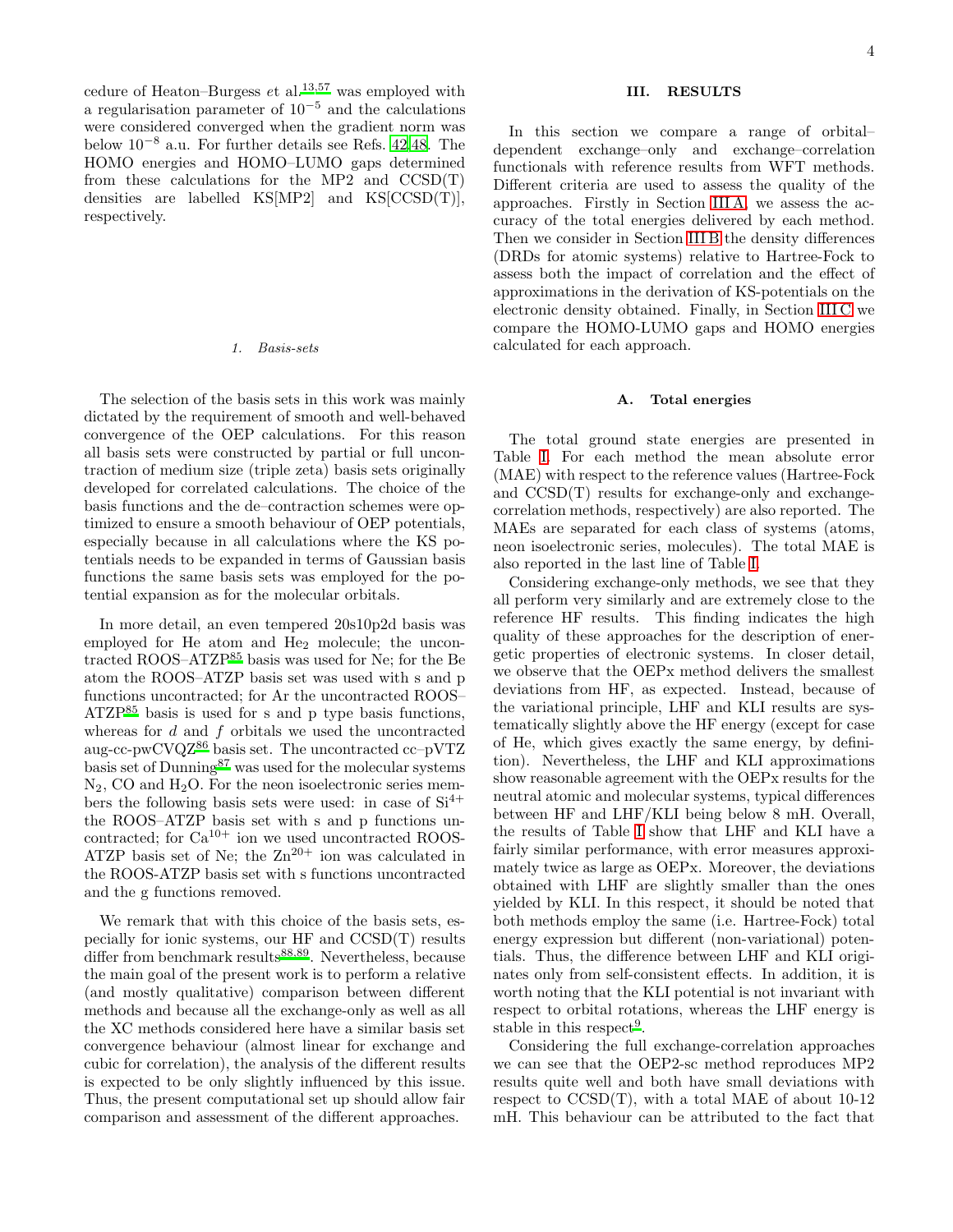cedure of Heaton–Burgess *et* al.[13,57] was employed with a regularisation parameter of $10^{-5}$ and the calculations were considered converged when the gradient norm was below $10^{-8}$ a.u. For further details see Refs. [42,48]. The HOMO energies and HOMO–LUMO gaps determined from these calculations for the MP2 and CCSD(T) densities are labelled KS[MP2] and KS[CCSD(T)], respectively.

#### 1. Basis-sets

The selection of the basis sets in this work was mainly dictated by the requirement of smooth and well-behaved convergence of the OEP calculations. For this reason all basis sets were constructed by partial or full uncontraction of medium size (triple zeta) basis sets originally developed for correlated calculations. The choice of the basis functions and the de–contraction schemes were optimized to ensure a smooth behaviour of OEP potentials, especially because in all calculations where the KS potentials needs to be expanded in terms of Gaussian basis functions the same basis sets was employed for the potential expansion as for the molecular orbitals.

In more detail, an even tempered 20s10p2d basis was employed for He atom and $He_2$ molecule; the uncontracted ROOS–ATZP[85] basis was used for Ne; for the Be atom the ROOS–ATZP basis set was used with s and p functions uncontracted; for Ar the uncontracted ROOS–ATZP[85] basis is used for s and p type basis functions, whereas for *d* and *f* orbitals we used the uncontracted aug-cc-pwCVQZ[86] basis set. The uncontracted cc–pVTZ basis set of Dunning[87] was used for the molecular systems $N_2$, CO and $H_2O$. For the neon isoelectronic series members the following basis sets were used: in case of $Si^{4+}$ the ROOS–ATZP basis set with s and p functions uncontracted; for $Ca^{10+}$ ion we used uncontracted ROOS-ATZP basis set of Ne; the $Zn^{20+}$ ion was calculated in the ROOS-ATZP basis set with s functions uncontracted and the g functions removed.

We remark that with this choice of the basis sets, especially for ionic systems, our HF and CCSD(T) results differ from benchmark results[88,89]. Nevertheless, because the main goal of the present work is to perform a relative (and mostly qualitative) comparison between different methods and because all the exchange-only as well as all the XC methods considered here have a similar basis set convergence behaviour (almost linear for exchange and cubic for correlation), the analysis of the different results is expected to be only slightly influenced by this issue. Thus, the present computational set up should allow fair comparison and assessment of the different approaches.

## III. RESULTS

In this section we compare a range of orbital–dependent exchange–only and exchange–correlation functionals with reference results from WFT methods. Different criteria are used to assess the quality of the approaches. Firstly in Section III A we assess the accuracy of the total energies delivered by each method. Then we consider in Section III B the density differences (DRDs for atomic systems) relative to Hartree-Fock to assess both the impact of correlation and the effect of approximations in the derivation of KS-potentials on the electronic density obtained. Finally, in Section III C we compare the HOMO-LUMO gaps and HOMO energies calculated for each approach.

### A. Total energies

The total ground state energies are presented in Table I. For each method the mean absolute error (MAE) with respect to the reference values (Hartree-Fock and CCSD(T) results for exchange-only and exchange-correlation methods, respectively) are also reported. The MAEs are separated for each class of systems (atoms, neon isoelectronic series, molecules). The total MAE is also reported in the last line of Table I.

Considering exchange-only methods, we see that they all perform very similarly and are extremely close to the reference HF results. This finding indicates the high quality of these approaches for the description of energetic properties of electronic systems. In closer detail, we observe that the OEPx method delivers the smallest deviations from HF, as expected. Instead, because of the variational principle, LHF and KLI results are systematically slightly above the HF energy (except for case of He, which gives exactly the same energy, by definition). Nevertheless, the LHF and KLI approximations show reasonable agreement with the OEPx results for the neutral atomic and molecular systems, typical differences between HF and LHF/KLI being below 8 mH. Overall, the results of Table I show that LHF and KLI have a fairly similar performance, with error measures approximately twice as large as OEPx. Moreover, the deviations obtained with LHF are slightly smaller than the ones yielded by KLI. In this respect, it should be noted that both methods employ the same (i.e. Hartree-Fock) total energy expression but different (non-variational) potentials. Thus, the difference between LHF and KLI originates only from self-consistent effects. In addition, it is worth noting that the KLI potential is not invariant with respect to orbital rotations, whereas the LHF energy is stable in this respect[9].

Considering the full exchange-correlation approaches we can see that the OEP2-sc method reproduces MP2 results quite well and both have small deviations with respect to CCSD(T), with a total MAE of about 10-12 mH. This behaviour can be attributed to the fact that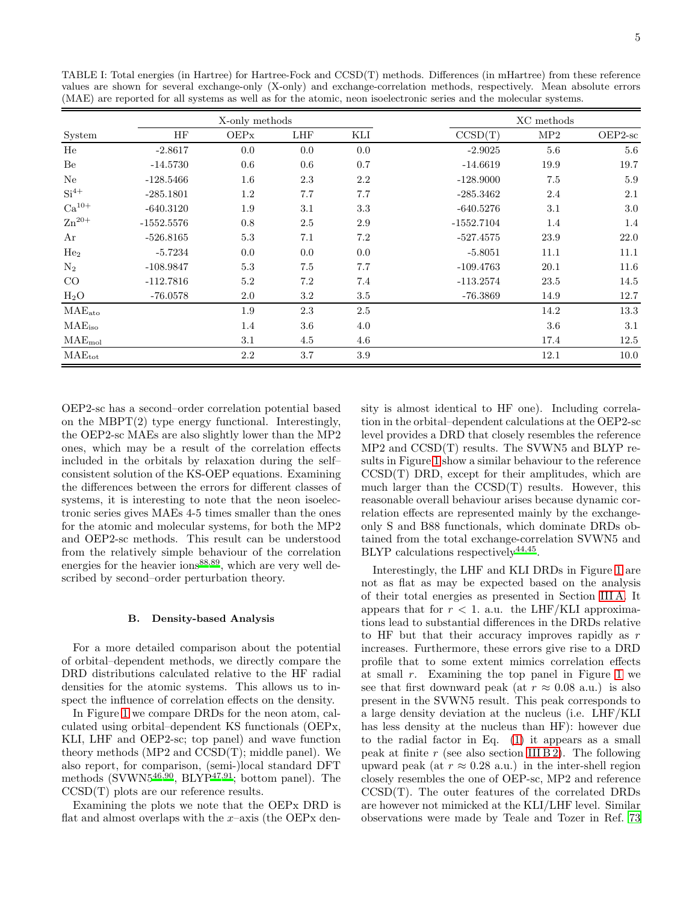TABLE I: Total energies (in Hartree) for Hartree-Fock and CCSD(T) methods. Differences (in mHartree) from these reference values are shown for several exchange-only (X-only) and exchange-correlation methods, respectively. Mean absolute errors (MAE) are reported for all systems as well as for the atomic, neon isoelectronic series and the molecular systems.

| | X-only methods | | | | XC methods | | |
|---|---|---|---|---|---|---|---|
| System | HF | OEPx | LHF | KLI | CCSD(T) | MP2 | OEP2-sc |
| He | -2.8617 | 0.0 | 0.0 | 0.0 | -2.9025 | 5.6 | 5.6 |
| Be | -14.5730 | 0.6 | 0.6 | 0.7 | -14.6619 | 19.9 | 19.7 |
| Ne | -128.5466 | 1.6 | 2.3 | 2.2 | -128.9000 | 7.5 | 5.9 |
| $Si^{4+}$ | -285.1801 | 1.2 | 7.7 | 7.7 | -285.3462 | 2.4 | 2.1 |
| $Ca^{10+}$ | -640.3120 | 1.9 | 3.1 | 3.3 | -640.5276 | 3.1 | 3.0 |
| $Zn^{20+}$ | -1552.5576 | 0.8 | 2.5 | 2.9 | -1552.7104 | 1.4 | 1.4 |
| Ar | -526.8165 | 5.3 | 7.1 | 7.2 | -527.4575 | 23.9 | 22.0 |
| $He_2$ | -5.7234 | 0.0 | 0.0 | 0.0 | -5.8051 | 11.1 | 11.1 |
| $N_2$ | -108.9847 | 5.3 | 7.5 | 7.7 | -109.4763 | 20.1 | 11.6 |
| CO | -112.7816 | 5.2 | 7.2 | 7.4 | -113.2574 | 23.5 | 14.5 |
| $H_2O$ | -76.0578 | 2.0 | 3.2 | 3.5 | -76.3869 | 14.9 | 12.7 |
| $MAE_{ato}$ | | 1.9 | 2.3 | 2.5 | | 14.2 | 13.3 |
| $MAE_{iso}$ | | 1.4 | 3.6 | 4.0 | | 3.6 | 3.1 |
| $MAE_{mol}$ | | 3.1 | 4.5 | 4.6 | | 17.4 | 12.5 |
| $MAE_{tot}$ | | 2.2 | 3.7 | 3.9 | | 12.1 | 10.0 |

OEP2-sc has a second–order correlation potential based on the MBPT(2) type energy functional. Interestingly, the OEP2-sc MAEs are also slightly lower than the MP2 ones, which may be a result of the correlation effects included in the orbitals by relaxation during the self–consistent solution of the KS-OEP equations. Examining the differences between the errors for different classes of systems, it is interesting to note that the neon isoelectronic series gives MAEs 4-5 times smaller than the ones for the atomic and molecular systems, for both the MP2 and OEP2-sc methods. This result can be understood from the relatively simple behaviour of the correlation energies for the heavier ions[88,89], which are very well described by second–order perturbation theory.

### B. Density-based Analysis

For a more detailed comparison about the potential of orbital–dependent methods, we directly compare the DRD distributions calculated relative to the HF radial densities for the atomic systems. This allows us to inspect the influence of correlation effects on the density.

In Figure 1 we compare DRDs for the neon atom, calculated using orbital–dependent KS functionals (OEPx, KLI, LHF and OEP2-sc; top panel) and wave function theory methods (MP2 and CCSD(T); middle panel). We also report, for comparison, (semi-)local standard DFT methods (SVWN5[46,90], BLYP[47,91]; bottom panel). The CCSD(T) plots are our reference results.

Examining the plots we note that the OEPx DRD is flat and almost overlaps with the $x$–axis (the OEPx density is almost identical to HF one). Including correlation in the orbital–dependent calculations at the OEP2-sc level provides a DRD that closely resembles the reference MP2 and CCSD(T) results. The SVWN5 and BLYP results in Figure 1 show a similar behaviour to the reference CCSD(T) DRD, except for their amplitudes, which are much larger than the CCSD(T) results. However, this reasonable overall behaviour arises because dynamic correlation effects are represented mainly by the exchange-only S and B88 functionals, which dominate DRDs obtained from the total exchange-correlation SVWN5 and BLYP calculations respectively[44,45].

Interestingly, the LHF and KLI DRDs in Figure 1 are not as flat as may be expected based on the analysis of their total energies as presented in Section III A. It appears that for $r < 1.$ a.u. the LHF/KLI approximations lead to substantial differences in the DRDs relative to HF but that their accuracy improves rapidly as $r$ increases. Furthermore, these errors give rise to a DRD profile that to some extent mimics correlation effects at small $r$. Examining the top panel in Figure 1 we see that first downward peak (at $r \approx 0.08$ a.u.) is also present in the SVWN5 result. This peak corresponds to a large density deviation at the nucleus (i.e. LHF/KLI has less density at the nucleus than HF): however due to the radial factor in Eq. (1) it appears as a small peak at finite $r$ (see also section III B 2). The following upward peak (at $r \approx 0.28$ a.u.) in the inter-shell region closely resembles the one of OEP-sc, MP2 and reference CCSD(T). The outer features of the correlated DRDs are however not mimicked at the KLI/LHF level. Similar observations were made by Teale and Tozer in Ref. 73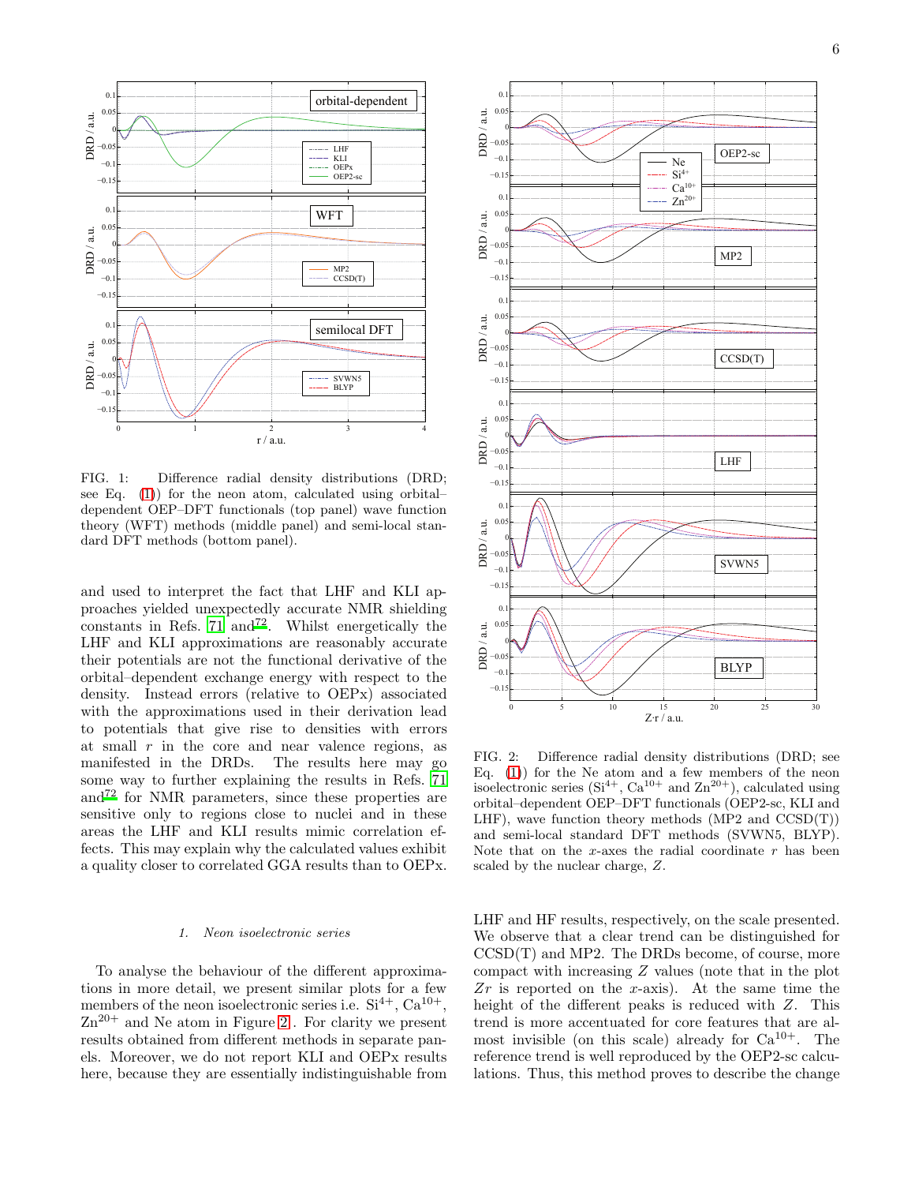FIG. 1: Difference radial density distributions (DRD; see Eq. (1)) for the neon atom, calculated using orbital–dependent OEP–DFT functionals (top panel) wave function theory (WFT) methods (middle panel) and semi-local standard DFT methods (bottom panel).

and used to interpret the fact that LHF and KLI approaches yielded unexpectedly accurate NMR shielding constants in Refs. 71 and 72. Whilst energetically the LHF and KLI approximations are reasonably accurate their potentials are not the functional derivative of the orbital–dependent exchange energy with respect to the density. Instead errors (relative to OEPx) associated with the approximations used in their derivation lead to potentials that give rise to densities with errors at small $r$ in the core and near valence regions, as manifested in the DRDs. The results here may go some way to further explaining the results in Refs. 71 and 72 for NMR parameters, since these properties are sensitive only to regions close to nuclei and in these areas the LHF and KLI results mimic correlation effects. This may explain why the calculated values exhibit a quality closer to correlated GGA results than to OEPx.

### 1. Neon isoelectronic series

To analyse the behaviour of the different approximations in more detail, we present similar plots for a few members of the neon isoelectronic series i.e. $Si^{4+}$, $Ca^{10+}$, $Zn^{20+}$ and Ne atom in Figure 2. For clarity we present results obtained from different methods in separate panels. Moreover, we do not report KLI and OEPx results here, because they are essentially indistinguishable from LHF and HF results, respectively, on the scale presented. We observe that a clear trend can be distinguished for CCSD(T) and MP2. The DRDs become, of course, more compact with increasing $Z$ values (note that in the plot $Zr$ is reported on the $x$-axis). At the same time the height of the different peaks is reduced with $Z$. This trend is more accentuated for core features that are almost invisible (on this scale) already for $Ca^{10+}$. The reference trend is well reproduced by the OEP2-sc calculations. Thus, this method proves to describe the change

FIG. 2: Difference radial density distributions (DRD; see Eq. (1)) for the Ne atom and a few members of the neon isoelectronic series ($Si^{4+}$, $Ca^{10+}$ and $Zn^{20+}$), calculated using orbital–dependent OEP–DFT functionals (OEP2-sc, KLI and LHF), wave function theory methods (MP2 and CCSD(T)) and semi-local standard DFT methods (SVWN5, BLYP). Note that on the $x$-axes the radial coordinate $r$ has been scaled by the nuclear charge, $Z$.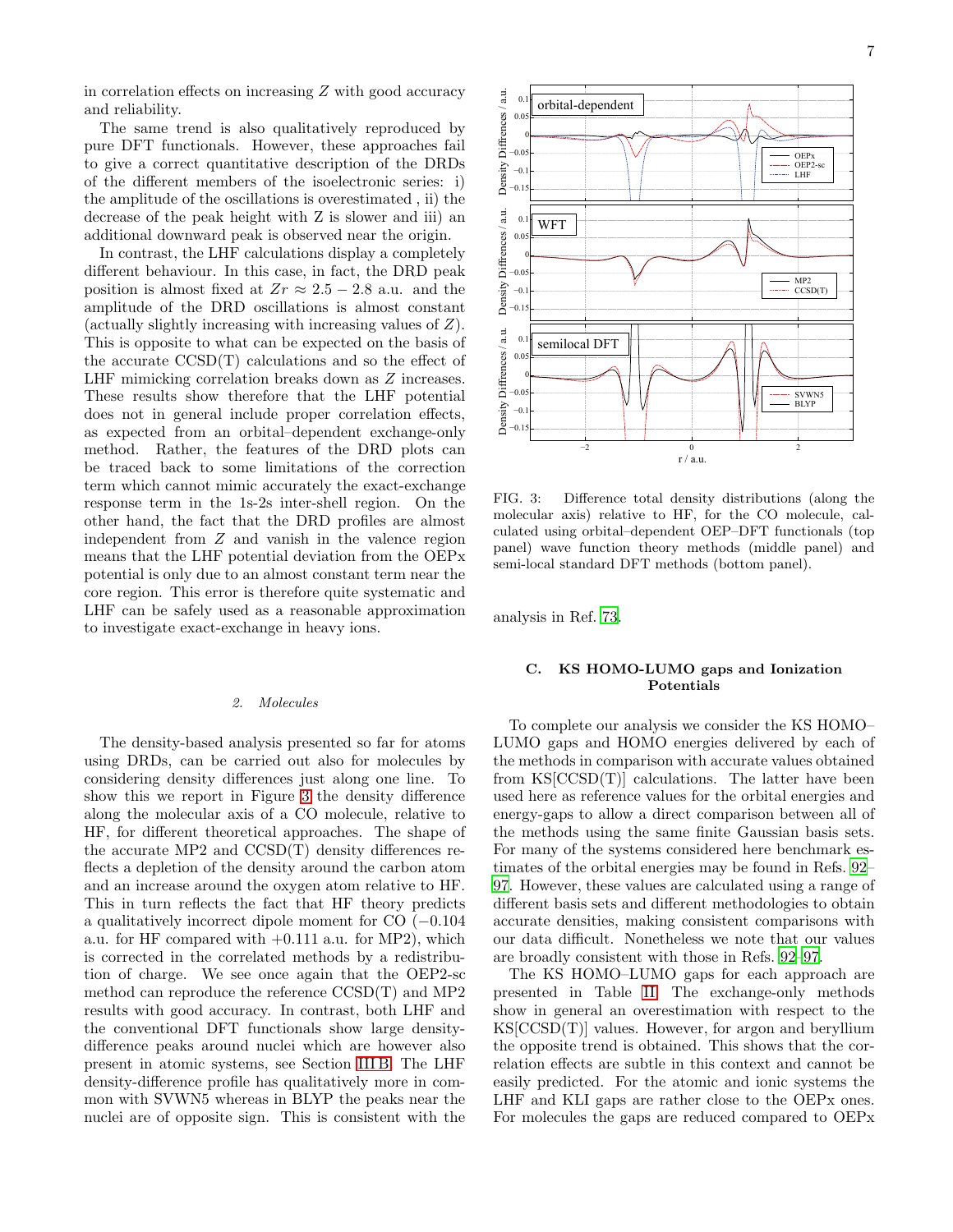in correlation effects on increasing $Z$ with good accuracy and reliability.

The same trend is also qualitatively reproduced by pure DFT functionals. However, these approaches fail to give a correct quantitative description of the DRDs of the different members of the isoelectronic series: i) the amplitude of the oscillations is overestimated , ii) the decrease of the peak height with Z is slower and iii) an additional downward peak is observed near the origin.

In contrast, the LHF calculations display a completely different behaviour. In this case, in fact, the DRD peak position is almost fixed at $Zr \approx 2.5 - 2.8$ a.u. and the amplitude of the DRD oscillations is almost constant (actually slightly increasing with increasing values of $Z$). This is opposite to what can be expected on the basis of the accurate CCSD(T) calculations and so the effect of LHF mimicking correlation breaks down as $Z$ increases. These results show therefore that the LHF potential does not in general include proper correlation effects, as expected from an orbital–dependent exchange-only method. Rather, the features of the DRD plots can be traced back to some limitations of the correction term which cannot mimic accurately the exact-exchange response term in the 1s-2s inter-shell region. On the other hand, the fact that the DRD profiles are almost independent from $Z$ and vanish in the valence region means that the LHF potential deviation from the OEPx potential is only due to an almost constant term near the core region. This error is therefore quite systematic and LHF can be safely used as a reasonable approximation to investigate exact-exchange in heavy ions.

#### *2. Molecules*

The density-based analysis presented so far for atoms using DRDs, can be carried out also for molecules by considering density differences just along one line. To show this we report in Figure 3 the density difference along the molecular axis of a CO molecule, relative to HF, for different theoretical approaches. The shape of the accurate MP2 and CCSD(T) density differences reflects a depletion of the density around the carbon atom and an increase around the oxygen atom relative to HF. This in turn reflects the fact that HF theory predicts a qualitatively incorrect dipole moment for CO ($-0.104$ a.u. for HF compared with $+0.111$ a.u. for MP2), which is corrected in the correlated methods by a redistribution of charge. We see once again that the OEP2-sc method can reproduce the reference CCSD(T) and MP2 results with good accuracy. In contrast, both LHF and the conventional DFT functionals show large density-difference peaks around nuclei which are however also present in atomic systems, see Section III B. The LHF density-difference profile has qualitatively more in common with SVWN5 whereas in BLYP the peaks near the nuclei are of opposite sign. This is consistent with the analysis in Ref. 73.

FIG. 3: Difference total density distributions (along the molecular axis) relative to HF, for the CO molecule, calculated using orbital–dependent OEP–DFT functionals (top panel) wave function theory methods (middle panel) and semi-local standard DFT methods (bottom panel).

### C. KS HOMO-LUMO gaps and Ionization Potentials

To complete our analysis we consider the KS HOMO–LUMO gaps and HOMO energies delivered by each of the methods in comparison with accurate values obtained from KS[CCSD(T)] calculations. The latter have been used here as reference values for the orbital energies and energy-gaps to allow a direct comparison between all of the methods using the same finite Gaussian basis sets. For many of the systems considered here benchmark estimates of the orbital energies may be found in Refs. 92–97. However, these values are calculated using a range of different basis sets and different methodologies to obtain accurate densities, making consistent comparisons with our data difficult. Nonetheless we note that our values are broadly consistent with those in Refs. 92–97.

The KS HOMO–LUMO gaps for each approach are presented in Table II. The exchange-only methods show in general an overestimation with respect to the KS[CCSD(T)] values. However, for argon and beryllium the opposite trend is obtained. This shows that the correlation effects are subtle in this context and cannot be easily predicted. For the atomic and ionic systems the LHF and KLI gaps are rather close to the OEPx ones. For molecules the gaps are reduced compared to OEPx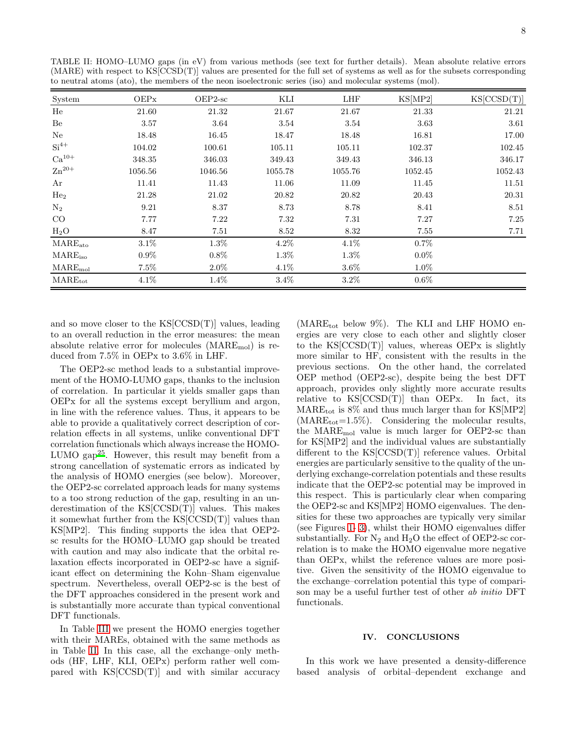TABLE II: HOMO–LUMO gaps (in eV) from various methods (see text for further details). Mean absolute relative errors (MARE) with respect to KS[CCSD(T)] values are presented for the full set of systems as well as for the subsets corresponding to neutral atoms (ato), the members of the neon isoelectronic series (iso) and molecular systems (mol).

| System | OEPx | OEP2-sc | KLI | LHF | KS[MP2] | KS[CCSD(T)] |
|---|---|---|---|---|---|---|
| He | 21.60 | 21.32 | 21.67 | 21.67 | 21.33 | 21.21 |
| Be | 3.57 | 3.64 | 3.54 | 3.54 | 3.63 | 3.61 |
| Ne | 18.48 | 16.45 | 18.47 | 18.48 | 16.81 | 17.00 |
| $Si^{4+}$ | 104.02 | 100.61 | 105.11 | 105.11 | 102.37 | 102.45 |
| $Ca^{10+}$ | 348.35 | 346.03 | 349.43 | 349.43 | 346.13 | 346.17 |
| $Zn^{20+}$ | 1056.56 | 1046.56 | 1055.78 | 1055.76 | 1052.45 | 1052.43 |
| Ar | 11.41 | 11.43 | 11.06 | 11.09 | 11.45 | 11.51 |
| $He_2$ | 21.28 | 21.02 | 20.82 | 20.82 | 20.43 | 20.31 |
| $N_2$ | 9.21 | 8.37 | 8.73 | 8.78 | 8.41 | 8.51 |
| CO | 7.77 | 7.22 | 7.32 | 7.31 | 7.27 | 7.25 |
| $H_2O$ | 8.47 | 7.51 | 8.52 | 8.32 | 7.55 | 7.71 |
| $MARE_{ato}$ | 3.1% | 1.3% | 4.2% | 4.1% | 0.7% | |
| $MARE_{iso}$ | 0.9% | 0.8% | 1.3% | 1.3% | 0.0% | |
| $MARE_{mol}$ | 7.5% | 2.0% | 4.1% | 3.6% | 1.0% | |
| $MARE_{tot}$ | 4.1% | 1.4% | 3.4% | 3.2% | 0.6% | |

and so move closer to the KS[CCSD(T)] values, leading to an overall reduction in the error measures: the mean absolute relative error for molecules ($MARE_{mol}$) is reduced from 7.5% in OEPx to 3.6% in LHF.

The OEP2-sc method leads to a substantial improvement of the HOMO-LUMO gaps, thanks to the inclusion of correlation. In particular it yields smaller gaps than OEPx for all the systems except beryllium and argon, in line with the reference values. Thus, it appears to be able to provide a qualitatively correct description of correlation effects in all systems, unlike conventional DFT correlation functionals which always increase the HOMO-LUMO gap[25]. However, this result may benefit from a strong cancellation of systematic errors as indicated by the analysis of HOMO energies (see below). Moreover, the OEP2-sc correlated approach leads for many systems to a too strong reduction of the gap, resulting in an underestimation of the KS[CCSD(T)] values. This makes it somewhat further from the KS[CCSD(T)] values than KS[MP2]. This finding supports the idea that OEP2-sc results for the HOMO–LUMO gap should be treated with caution and may also indicate that the orbital relaxation effects incorporated in OEP2-sc have a significant effect on determining the Kohn–Sham eigenvalue spectrum. Nevertheless, overall OEP2-sc is the best of the DFT approaches considered in the present work and is substantially more accurate than typical conventional DFT functionals.

In Table III we present the HOMO energies together with their MAREs, obtained with the same methods as in Table II. In this case, all the exchange–only methods (HF, LHF, KLI, OEPx) perform rather well compared with KS[CCSD(T)] and with similar accuracy ($MARE_{tot}$ below 9%). The KLI and LHF HOMO energies are very close to each other and slightly closer to the KS[CCSD(T)] values, whereas OEPx is slightly more similar to HF, consistent with the results in the previous sections. On the other hand, the correlated OEP method (OEP2-sc), despite being the best DFT approach, provides only slightly more accurate results relative to KS[CCSD(T)] than OEPx. In fact, its $MARE_{tot}$ is 8% and thus much larger than for KS[MP2] ($MARE_{tot}$=1.5%). Considering the molecular results, the $MARE_{mol}$ value is much larger for OEP2-sc than for KS[MP2] and the individual values are substantially different to the KS[CCSD(T)] reference values. Orbital energies are particularly sensitive to the quality of the underlying exchange-correlation potentials and these results indicate that the OEP2-sc potential may be improved in this respect. This is particularly clear when comparing the OEP2-sc and KS[MP2] HOMO eigenvalues. The densities for these two approaches are typically very similar (see Figures 1–3), whilst their HOMO eigenvalues differ substantially. For $N_2$ and $H_2O$ the effect of OEP2-sc correlation is to make the HOMO eigenvalue more negative than OEPx, whilst the reference values are more positive. Given the sensitivity of the HOMO eigenvalue to the exchange–correlation potential this type of comparison may be a useful further test of other *ab initio* DFT functionals.

## IV. CONCLUSIONS

In this work we have presented a density-difference based analysis of orbital–dependent exchange and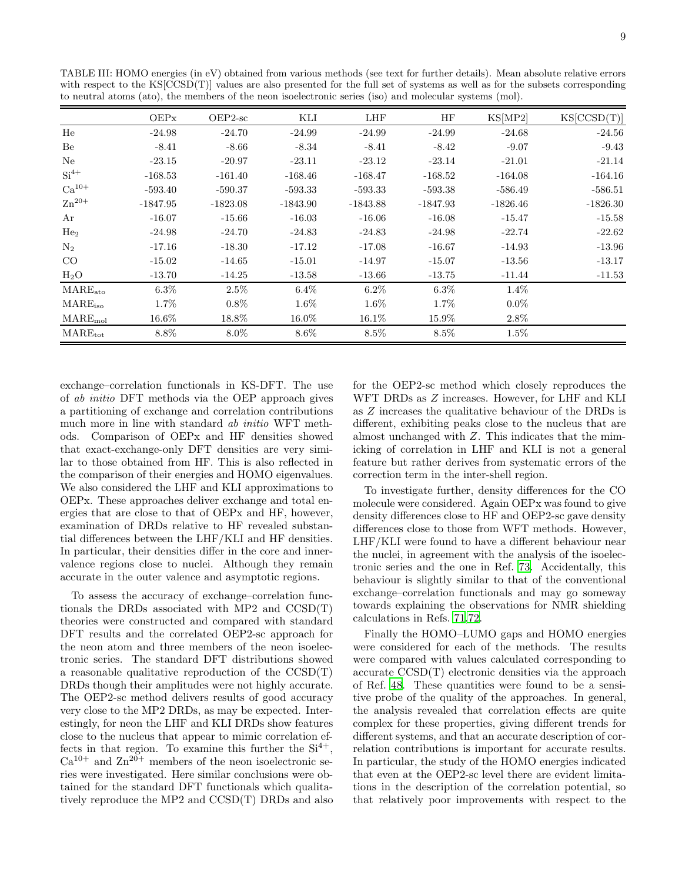TABLE III: HOMO energies (in eV) obtained from various methods (see text for further details). Mean absolute relative errors with respect to the KS[CCSD(T)] values are also presented for the full set of systems as well as for the subsets corresponding to neutral atoms (ato), the members of the neon isoelectronic series (iso) and molecular systems (mol).

| | OEPx | OEP2-sc | KLI | LHF | HF | KS[MP2] | KS[CCSD(T)] |
|---|---|---|---|---|---|---|---|
| He | -24.98 | -24.70 | -24.99 | -24.99 | -24.99 | -24.68 | -24.56 |
| Be | -8.41 | -8.66 | -8.34 | -8.41 | -8.42 | -9.07 | -9.43 |
| Ne | -23.15 | -20.97 | -23.11 | -23.12 | -23.14 | -21.01 | -21.14 |
| $Si^{4+}$ | -168.53 | -161.40 | -168.46 | -168.47 | -168.52 | -164.08 | -164.16 |
| $Ca^{10+}$ | -593.40 | -590.37 | -593.33 | -593.33 | -593.38 | -586.49 | -586.51 |
| $Zn^{20+}$ | -1847.95 | -1823.08 | -1843.90 | -1843.88 | -1847.93 | -1826.46 | -1826.30 |
| Ar | -16.07 | -15.66 | -16.03 | -16.06 | -16.08 | -15.47 | -15.58 |
| $He_2$ | -24.98 | -24.70 | -24.83 | -24.83 | -24.98 | -22.74 | -22.62 |
| $N_2$ | -17.16 | -18.30 | -17.12 | -17.08 | -16.67 | -14.93 | -13.96 |
| CO | -15.02 | -14.65 | -15.01 | -14.97 | -15.07 | -13.56 | -13.17 |
| $H_2O$ | -13.70 | -14.25 | -13.58 | -13.66 | -13.75 | -11.44 | -11.53 |
| $MARE_{ato}$ | 6.3% | 2.5% | 6.4% | 6.2% | 6.3% | 1.4% | |
| $MARE_{iso}$ | 1.7% | 0.8% | 1.6% | 1.6% | 1.7% | 0.0% | |
| $MARE_{mol}$ | 16.6% | 18.8% | 16.0% | 16.1% | 15.9% | 2.8% | |
| $MARE_{tot}$ | 8.8% | 8.0% | 8.6% | 8.5% | 8.5% | 1.5% | |

exchange–correlation functionals in KS-DFT. The use of *ab initio* DFT methods via the OEP approach gives a partitioning of exchange and correlation contributions much more in line with standard *ab initio* WFT methods. Comparison of OEPx and HF densities showed that exact-exchange-only DFT densities are very similar to those obtained from HF. This is also reflected in the comparison of their energies and HOMO eigenvalues. We also considered the LHF and KLI approximations to OEPx. These approaches deliver exchange and total energies that are close to that of OEPx and HF, however, examination of DRDs relative to HF revealed substantial differences between the LHF/KLI and HF densities. In particular, their densities differ in the core and inner-valence regions close to nuclei. Although they remain accurate in the outer valence and asymptotic regions.

To assess the accuracy of exchange–correlation functionals the DRDs associated with MP2 and CCSD(T) theories were constructed and compared with standard DFT results and the correlated OEP2-sc approach for the neon atom and three members of the neon isoelectronic series. The standard DFT distributions showed a reasonable qualitative reproduction of the CCSD(T) DRDs though their amplitudes were not highly accurate. The OEP2-sc method delivers results of good accuracy very close to the MP2 DRDs, as may be expected. Interestingly, for neon the LHF and KLI DRDs show features close to the nucleus that appear to mimic correlation effects in that region. To examine this further the $Si^{4+}$, $Ca^{10+}$ and $Zn^{20+}$ members of the neon isoelectronic series were investigated. Here similar conclusions were obtained for the standard DFT functionals which qualitatively reproduce the MP2 and CCSD(T) DRDs and also for the OEP2-sc method which closely reproduces the WFT DRDs as $Z$ increases. However, for LHF and KLI as $Z$ increases the qualitative behaviour of the DRDs is different, exhibiting peaks close to the nucleus that are almost unchanged with $Z$. This indicates that the mimicking of correlation in LHF and KLI is not a general feature but rather derives from systematic errors of the correction term in the inter-shell region.

To investigate further, density differences for the CO molecule were considered. Again OEPx was found to give density differences close to HF and OEP2-sc gave density differences close to those from WFT methods. However, LHF/KLI were found to have a different behaviour near the nuclei, in agreement with the analysis of the isoelectronic series and the one in Ref. [73]. Accidentally, this behaviour is slightly similar to that of the conventional exchange–correlation functionals and may go someway towards explaining the observations for NMR shielding calculations in Refs. [71,72].

Finally the HOMO–LUMO gaps and HOMO energies were considered for each of the methods. The results were compared with values calculated corresponding to accurate CCSD(T) electronic densities via the approach of Ref. [48]. These quantities were found to be a sensitive probe of the quality of the approaches. In general, the analysis revealed that correlation effects are quite complex for these properties, giving different trends for different systems, and that an accurate description of correlation contributions is important for accurate results. In particular, the study of the HOMO energies indicated that even at the OEP2-sc level there are evident limitations in the description of the correlation potential, so that relatively poor improvements with respect to the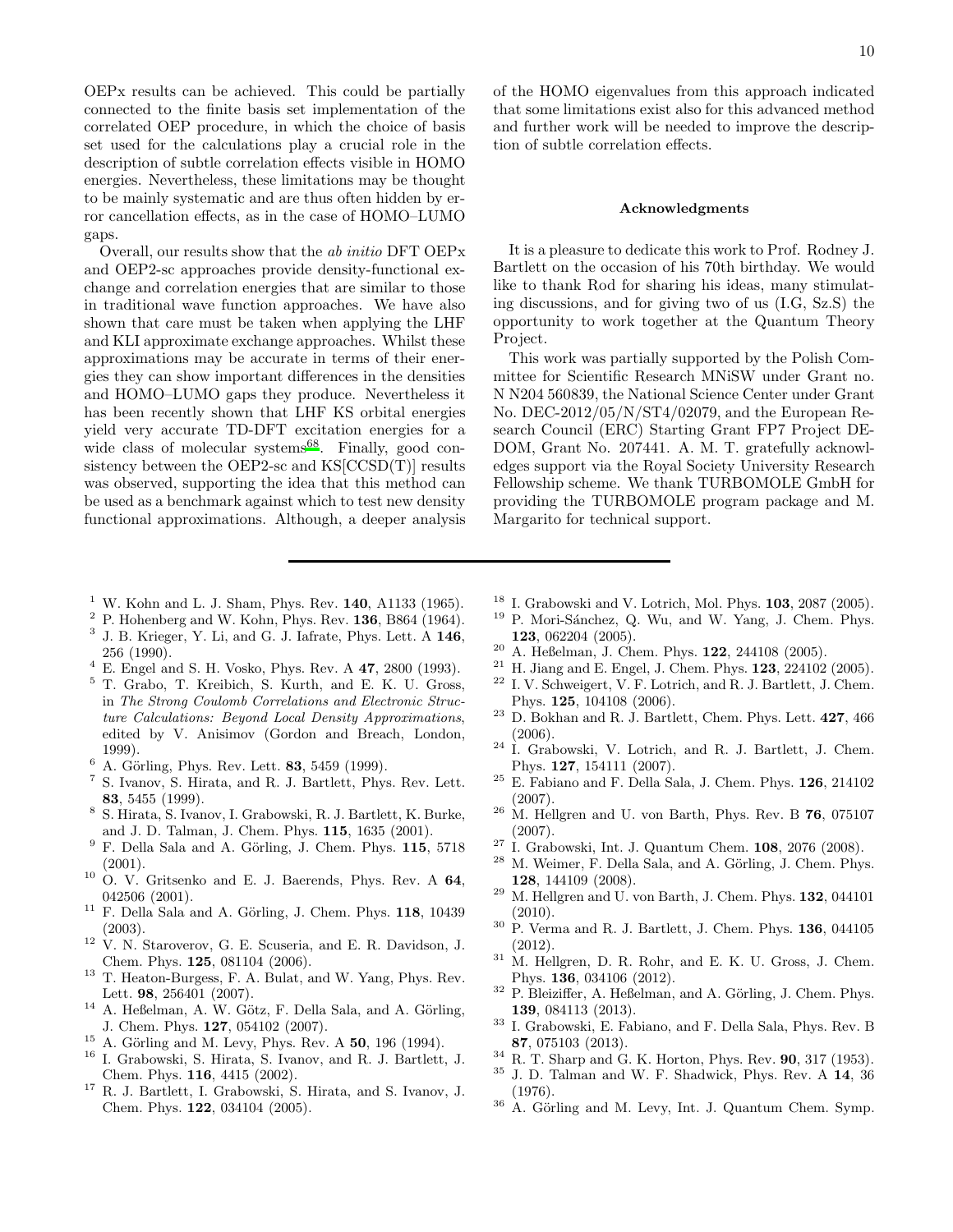OEPx results can be achieved. This could be partially connected to the finite basis set implementation of the correlated OEP procedure, in which the choice of basis set used for the calculations play a crucial role in the description of subtle correlation effects visible in HOMO energies. Nevertheless, these limitations may be thought to be mainly systematic and are thus often hidden by error cancellation effects, as in the case of HOMO–LUMO gaps.

Overall, our results show that the *ab initio* DFT OEPx and OEP2-sc approaches provide density-functional exchange and correlation energies that are similar to those in traditional wave function approaches. We have also shown that care must be taken when applying the LHF and KLI approximate exchange approaches. Whilst these approximations may be accurate in terms of their energies they can show important differences in the densities and HOMO–LUMO gaps they produce. Nevertheless it has been recently shown that LHF KS orbital energies yield very accurate TD-DFT excitation energies for a wide class of molecular systems[68]. Finally, good consistency between the OEP2-sc and KS[CCSD(T)] results was observed, supporting the idea that this method can be used as a benchmark against which to test new density functional approximations. Although, a deeper analysis of the HOMO eigenvalues from this approach indicated that some limitations exist also for this advanced method and further work will be needed to improve the description of subtle correlation effects.

### Acknowledgments

It is a pleasure to dedicate this work to Prof. Rodney J. Bartlett on the occasion of his 70th birthday. We would like to thank Rod for sharing his ideas, many stimulating discussions, and for giving two of us (I.G, Sz.S) the opportunity to work together at the Quantum Theory Project.

This work was partially supported by the Polish Committee for Scientific Research MNiSW under Grant no. N N204 560839, the National Science Center under Grant No. DEC-2012/05/N/ST4/02079, and the European Research Council (ERC) Starting Grant FP7 Project DEDOM, Grant No. 207441. A. M. T. gratefully acknowledges support via the Royal Society University Research Fellowship scheme. We thank TURBOMOLE GmbH for providing the TURBOMOLE program package and M. Margarito for technical support.

---

[1] W. Kohn and L. J. Sham, Phys. Rev. **140**, A1133 (1965).
[2] P. Hohenberg and W. Kohn, Phys. Rev. **136**, B864 (1964).
[3] J. B. Krieger, Y. Li, and G. J. Iafrate, Phys. Lett. A **146**, 256 (1990).
[4] E. Engel and S. H. Vosko, Phys. Rev. A **47**, 2800 (1993).
[5] T. Grabo, T. Kreibich, S. Kurth, and E. K. U. Gross, in *The Strong Coulomb Correlations and Electronic Structure Calculations: Beyond Local Density Approximations*, edited by V. Anisimov (Gordon and Breach, London, 1999).
[6] A. Görling, Phys. Rev. Lett. **83**, 5459 (1999).
[7] S. Ivanov, S. Hirata, and R. J. Bartlett, Phys. Rev. Lett. **83**, 5455 (1999).
[8] S. Hirata, S. Ivanov, I. Grabowski, R. J. Bartlett, K. Burke, and J. D. Talman, J. Chem. Phys. **115**, 1635 (2001).
[9] F. Della Sala and A. Görling, J. Chem. Phys. **115**, 5718 (2001).
[10] O. V. Gritsenko and E. J. Baerends, Phys. Rev. A **64**, 042506 (2001).
[11] F. Della Sala and A. Görling, J. Chem. Phys. **118**, 10439 (2003).
[12] V. N. Staroverov, G. E. Scuseria, and E. R. Davidson, J. Chem. Phys. **125**, 081104 (2006).
[13] T. Heaton-Burgess, F. A. Bulat, and W. Yang, Phys. Rev. Lett. **98**, 256401 (2007).
[14] A. Heßelman, A. W. Götz, F. Della Sala, and A. Görling, J. Chem. Phys. **127**, 054102 (2007).
[15] A. Görling and M. Levy, Phys. Rev. A **50**, 196 (1994).
[16] I. Grabowski, S. Hirata, S. Ivanov, and R. J. Bartlett, J. Chem. Phys. **116**, 4415 (2002).
[17] R. J. Bartlett, I. Grabowski, S. Hirata, and S. Ivanov, J. Chem. Phys. **122**, 034104 (2005).
[18] I. Grabowski and V. Lotrich, Mol. Phys. **103**, 2087 (2005).
[19] P. Mori-Sánchez, Q. Wu, and W. Yang, J. Chem. Phys. **123**, 062204 (2005).
[20] A. Heßelman, J. Chem. Phys. **122**, 244108 (2005).
[21] H. Jiang and E. Engel, J. Chem. Phys. **123**, 224102 (2005).
[22] I. V. Schweigert, V. F. Lotrich, and R. J. Bartlett, J. Chem. Phys. **125**, 104108 (2006).
[23] D. Bokhan and R. J. Bartlett, Chem. Phys. Lett. **427**, 466 (2006).
[24] I. Grabowski, V. Lotrich, and R. J. Bartlett, J. Chem. Phys. **127**, 154111 (2007).
[25] E. Fabiano and F. Della Sala, J. Chem. Phys. **126**, 214102 (2007).
[26] M. Hellgren and U. von Barth, Phys. Rev. B **76**, 075107 (2007).
[27] I. Grabowski, Int. J. Quantum Chem. **108**, 2076 (2008).
[28] M. Weimer, F. Della Sala, and A. Görling, J. Chem. Phys. **128**, 144109 (2008).
[29] M. Hellgren and U. von Barth, J. Chem. Phys. **132**, 044101 (2010).
[30] P. Verma and R. J. Bartlett, J. Chem. Phys. **136**, 044105 (2012).
[31] M. Hellgren, D. R. Rohr, and E. K. U. Gross, J. Chem. Phys. **136**, 034106 (2012).
[32] P. Bleiziffer, A. Heßelman, and A. Görling, J. Chem. Phys. **139**, 084113 (2013).
[33] I. Grabowski, E. Fabiano, and F. Della Sala, Phys. Rev. B **87**, 075103 (2013).
[34] R. T. Sharp and G. K. Horton, Phys. Rev. **90**, 317 (1953).
[35] J. D. Talman and W. F. Shadwick, Phys. Rev. A **14**, 36 (1976).
[36] A. Görling and M. Levy, Int. J. Quantum Chem. Symp.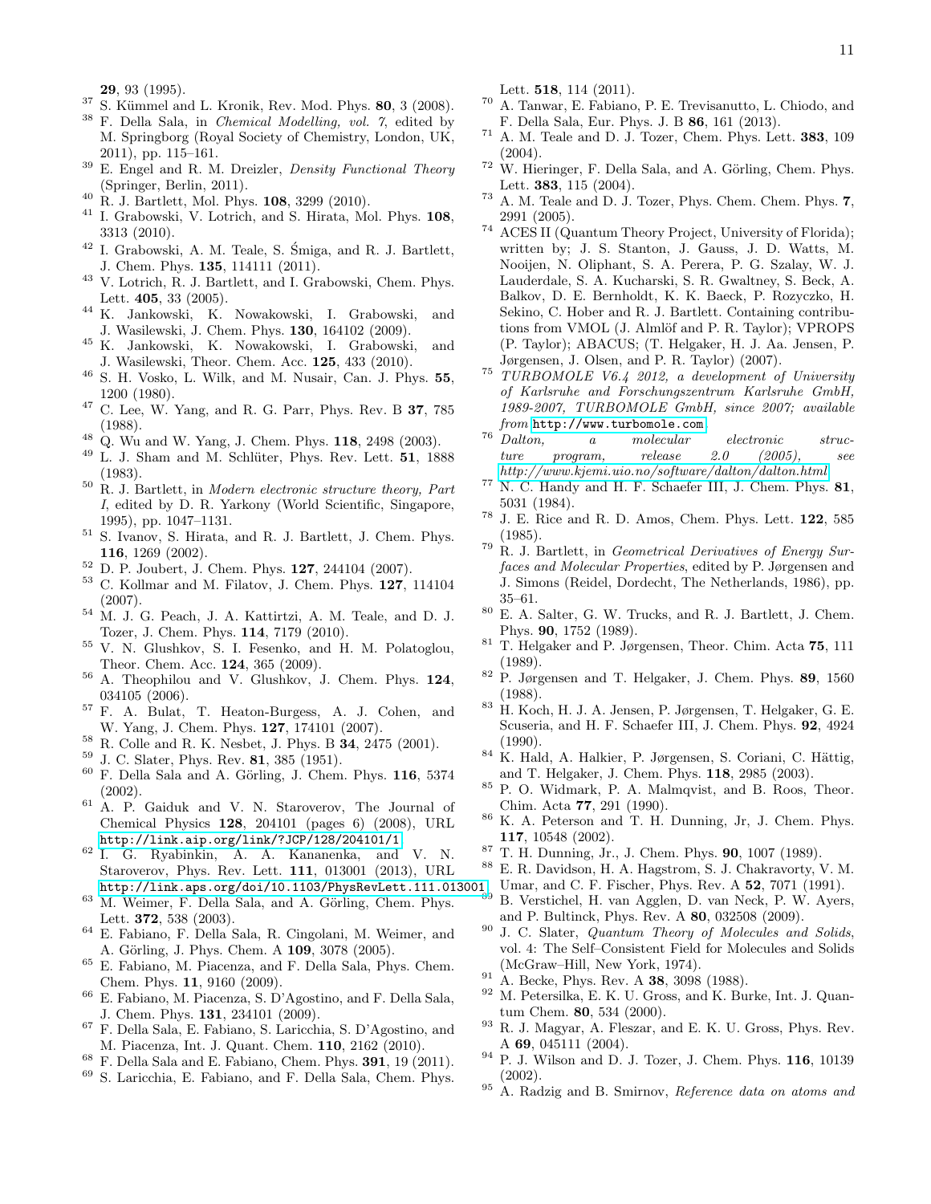**29**, 93 (1995).

[37] S. Kümmel and L. Kronik, Rev. Mod. Phys. **80**, 3 (2008).

[38] F. Della Sala, in *Chemical Modelling, vol. 7*, edited by M. Springborg (Royal Society of Chemistry, London, UK, 2011), pp. 115–161.

[39] E. Engel and R. M. Dreizler, *Density Functional Theory* (Springer, Berlin, 2011).

[40] R. J. Bartlett, Mol. Phys. **108**, 3299 (2010).

[41] I. Grabowski, V. Lotrich, and S. Hirata, Mol. Phys. **108**, 3313 (2010).

[42] I. Grabowski, A. M. Teale, S. Śmiga, and R. J. Bartlett, J. Chem. Phys. **135**, 114111 (2011).

[43] V. Lotrich, R. J. Bartlett, and I. Grabowski, Chem. Phys. Lett. **405**, 33 (2005).

[44] K. Jankowski, K. Nowakowski, I. Grabowski, and J. Wasilewski, J. Chem. Phys. **130**, 164102 (2009).

[45] K. Jankowski, K. Nowakowski, I. Grabowski, and J. Wasilewski, Theor. Chem. Acc. **125**, 433 (2010).

[46] S. H. Vosko, L. Wilk, and M. Nusair, Can. J. Phys. **55**, 1200 (1980).

[47] C. Lee, W. Yang, and R. G. Parr, Phys. Rev. B **37**, 785 (1988).

[48] Q. Wu and W. Yang, J. Chem. Phys. **118**, 2498 (2003).

[49] L. J. Sham and M. Schlüter, Phys. Rev. Lett. **51**, 1888 (1983).

[50] R. J. Bartlett, in *Modern electronic structure theory, Part I*, edited by D. R. Yarkony (World Scientific, Singapore, 1995), pp. 1047–1131.

[51] S. Ivanov, S. Hirata, and R. J. Bartlett, J. Chem. Phys. **116**, 1269 (2002).

[52] D. P. Joubert, J. Chem. Phys. **127**, 244104 (2007).

[53] C. Kollmar and M. Filatov, J. Chem. Phys. **127**, 114104 (2007).

[54] M. J. G. Peach, J. A. Kattirtzi, A. M. Teale, and D. J. Tozer, J. Chem. Phys. **114**, 7179 (2010).

[55] V. N. Glushkov, S. I. Fesenko, and H. M. Polatoglou, Theor. Chem. Acc. **124**, 365 (2009).

[56] A. Theophilou and V. Glushkov, J. Chem. Phys. **124**, 034105 (2006).

[57] F. A. Bulat, T. Heaton-Burgess, A. J. Cohen, and W. Yang, J. Chem. Phys. **127**, 174101 (2007).

[58] R. Colle and R. K. Nesbet, J. Phys. B **34**, 2475 (2001).

[59] J. C. Slater, Phys. Rev. **81**, 385 (1951).

[60] F. Della Sala and A. Görling, J. Chem. Phys. **116**, 5374 (2002).

[61] A. P. Gaiduk and V. N. Staroverov, The Journal of Chemical Physics **128**, 204101 (pages 6) (2008), URL http://link.aip.org/link/?JCP/128/204101/1.

[62] I. G. Ryabinkin, A. A. Kananenka, and V. N. Staroverov, Phys. Rev. Lett. **111**, 013001 (2013), URL http://link.aps.org/doi/10.1103/PhysRevLett.111.013001.

[63] M. Weimer, F. Della Sala, and A. Görling, Chem. Phys. Lett. **372**, 538 (2003).

[64] E. Fabiano, F. Della Sala, R. Cingolani, M. Weimer, and A. Görling, J. Phys. Chem. A **109**, 3078 (2005).

[65] E. Fabiano, M. Piacenza, and F. Della Sala, Phys. Chem. Chem. Phys. **11**, 9160 (2009).

[66] E. Fabiano, M. Piacenza, S. D'Agostino, and F. Della Sala, J. Chem. Phys. **131**, 234101 (2009).

[67] F. Della Sala, E. Fabiano, S. Laricchia, S. D'Agostino, and M. Piacenza, Int. J. Quant. Chem. **110**, 2162 (2010).

[68] F. Della Sala and E. Fabiano, Chem. Phys. **391**, 19 (2011).

[69] S. Laricchia, E. Fabiano, and F. Della Sala, Chem. Phys. Lett. **518**, 114 (2011).

[70] A. Tanwar, E. Fabiano, P. E. Trevisanutto, L. Chiodo, and F. Della Sala, Eur. Phys. J. B **86**, 161 (2013).

[71] A. M. Teale and D. J. Tozer, Chem. Phys. Lett. **383**, 109 (2004).

[72] W. Hieringer, F. Della Sala, and A. Görling, Chem. Phys. Lett. **383**, 115 (2004).

[73] A. M. Teale and D. J. Tozer, Phys. Chem. Chem. Phys. **7**, 2991 (2005).

[74] ACES II (Quantum Theory Project, University of Florida); written by; J. S. Stanton, J. Gauss, J. D. Watts, M. Nooijen, N. Oliphant, S. A. Perera, P. G. Szalay, W. J. Lauderdale, S. A. Kucharski, S. R. Gwaltney, S. Beck, A. Balkov, D. E. Bernholdt, K. K. Baeck, P. Rozyczko, H. Sekino, C. Hober and R. J. Bartlett. Containing contributions from VMOL (J. Almlöf and P. R. Taylor); VPROPS (P. Taylor); ABACUS; (T. Helgaker, H. J. Aa. Jensen, P. Jørgensen, J. Olsen, and P. R. Taylor) (2007).

[75] *TURBOMOLE V6.4 2012, a development of University of Karlsruhe and Forschungszentrum Karlsruhe GmbH, 1989-2007, TURBOMOLE GmbH, since 2007; available from* http://www.turbomole.com.

[76] *Dalton, a molecular electronic structure program, release 2.0 (2005), see http://www.kjemi.uio.no/software/dalton/dalton.html*.

[77] N. C. Handy and H. F. Schaefer III, J. Chem. Phys. **81**, 5031 (1984).

[78] J. E. Rice and R. D. Amos, Chem. Phys. Lett. **122**, 585 (1985).

[79] R. J. Bartlett, in *Geometrical Derivatives of Energy Surfaces and Molecular Properties*, edited by P. Jørgensen and J. Simons (Reidel, Dordecht, The Netherlands, 1986), pp. 35–61.

[80] E. A. Salter, G. W. Trucks, and R. J. Bartlett, J. Chem. Phys. **90**, 1752 (1989).

[81] T. Helgaker and P. Jørgensen, Theor. Chim. Acta **75**, 111 (1989).

[82] P. Jørgensen and T. Helgaker, J. Chem. Phys. **89**, 1560 (1988).

[83] H. Koch, H. J. A. Jensen, P. Jørgensen, T. Helgaker, G. E. Scuseria, and H. F. Schaefer III, J. Chem. Phys. **92**, 4924 (1990).

[84] K. Hald, A. Halkier, P. Jørgensen, S. Coriani, C. Hättig, and T. Helgaker, J. Chem. Phys. **118**, 2985 (2003).

[85] P. O. Widmark, P. A. Malmqvist, and B. Roos, Theor. Chim. Acta **77**, 291 (1990).

[86] K. A. Peterson and T. H. Dunning, Jr, J. Chem. Phys. **117**, 10548 (2002).

[87] T. H. Dunning, Jr., J. Chem. Phys. **90**, 1007 (1989).

[88] E. R. Davidson, H. A. Hagstrom, S. J. Chakravorty, V. M. Umar, and C. F. Fischer, Phys. Rev. A **52**, 7071 (1991).

[89] B. Verstichel, H. van Agglen, D. van Neck, P. W. Ayers, and P. Bultinck, Phys. Rev. A **80**, 032508 (2009).

[90] J. C. Slater, *Quantum Theory of Molecules and Solids*, vol. 4: The Self–Consistent Field for Molecules and Solids (McGraw–Hill, New York, 1974).

[91] A. Becke, Phys. Rev. A **38**, 3098 (1988).

[92] M. Petersilka, E. K. U. Gross, and K. Burke, Int. J. Quantum Chem. **80**, 534 (2000).

[93] R. J. Magyar, A. Fleszar, and E. K. U. Gross, Phys. Rev. A **69**, 045111 (2004).

[94] P. J. Wilson and D. J. Tozer, J. Chem. Phys. **116**, 10139 (2002).

[95] A. Radzig and B. Smirnov, *Reference data on atoms and*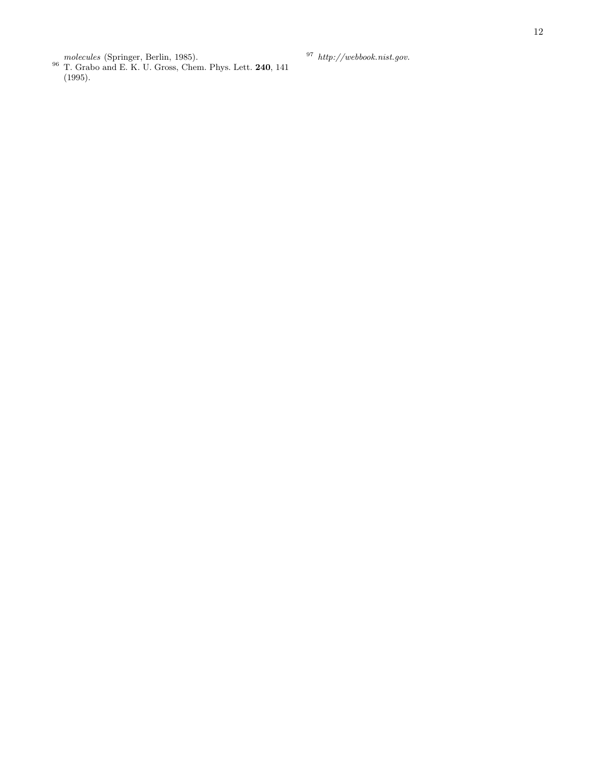*molecules* (Springer, Berlin, 1985).

[96] T. Grabo and E. K. U. Gross, Chem. Phys. Lett. **240**, 141 (1995).

[97] *http://webbook.nist.gov.*